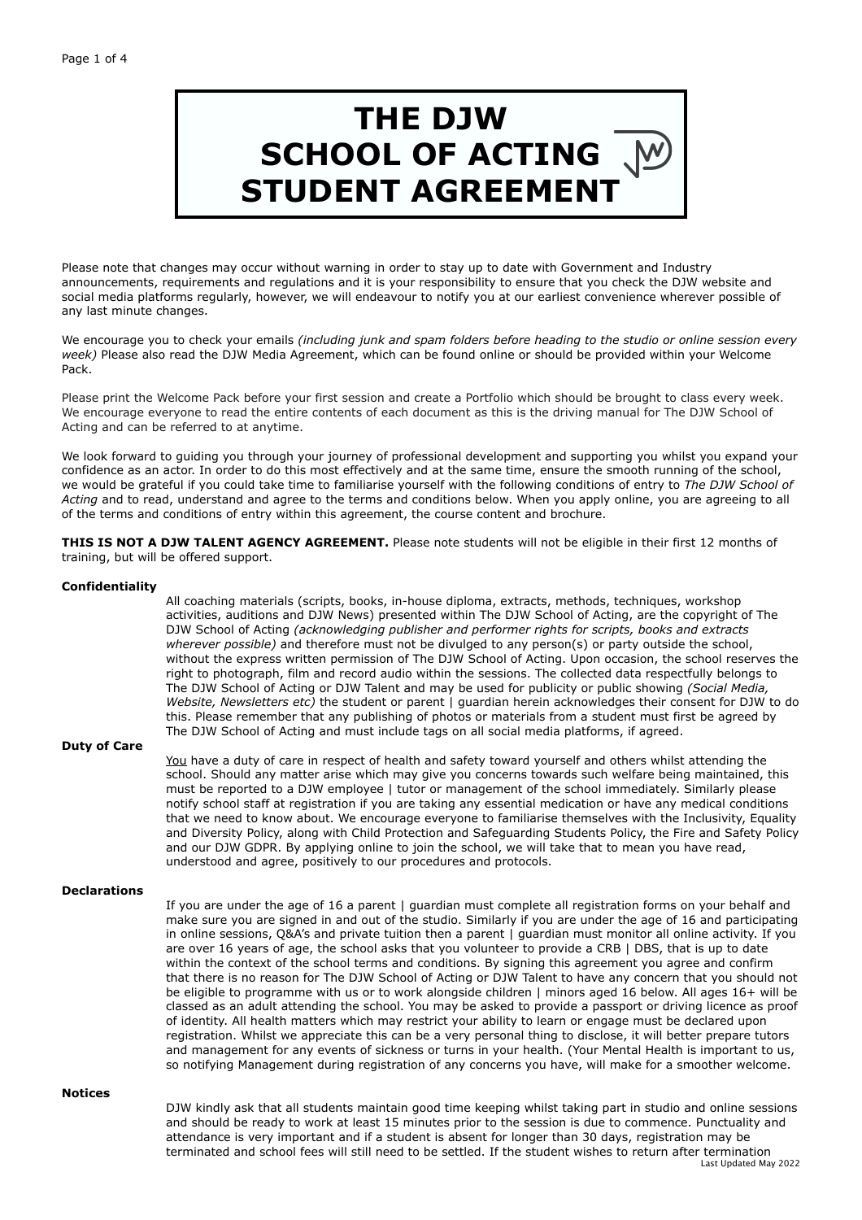# THE DJW SCHOOL OF ACTING STUDENT AGREEMENT

Please note that changes may occur without warning in order to stay up to date with Government and Industry announcements, requirements and regulations and it is your responsibility to ensure that you check the DJW website and social media platforms regularly, however, we will endeavour to notify you at our earliest convenience wherever possible of any last minute changes.

We encourage you to check your emails *(including junk and spam folders before heading to the studio or online session every week)* Please also read the DJW Media Agreement, which can be found online or should be provided within your Welcome Pack.

Please print the Welcome Pack before your first session and create a Portfolio which should be brought to class every week. We encourage everyone to read the entire contents of each document as this is the driving manual for The DJW School of Acting and can be referred to at anytime.

We look forward to guiding you through your journey of professional development and supporting you whilst you expand your confidence as an actor. In order to do this most effectively and at the same time, ensure the smooth running of the school, we would be grateful if you could take time to familiarise yourself with the following conditions of entry to *The DJW School of Acting* and to read, understand and agree to the terms and conditions below. When you apply online, you are agreeing to all of the terms and conditions of entry within this agreement, the course content and brochure.

**THIS IS NOT A DJW TALENT AGENCY AGREEMENT.** Please note students will not be eligible in their first 12 months of training, but will be offered support.

**Confidentiality**

All coaching materials (scripts, books, in-house diploma, extracts, methods, techniques, workshop activities, auditions and DJW News) presented within The DJW School of Acting, are the copyright of The DJW School of Acting *(acknowledging publisher and performer rights for scripts, books and extracts wherever possible)* and therefore must not be divulged to any person(s) or party outside the school, without the express written permission of The DJW School of Acting. Upon occasion, the school reserves the right to photograph, film and record audio within the sessions. The collected data respectfully belongs to The DJW School of Acting or DJW Talent and may be used for publicity or public showing *(Social Media, Website, Newsletters etc)* the student or parent | guardian herein acknowledges their consent for DJW to do this. Please remember that any publishing of photos or materials from a student must first be agreed by The DJW School of Acting and must include tags on all social media platforms, if agreed.

**Duty of Care**

You have a duty of care in respect of health and safety toward yourself and others whilst attending the school. Should any matter arise which may give you concerns towards such welfare being maintained, this must be reported to a DJW employee | tutor or management of the school immediately. Similarly please notify school staff at registration if you are taking any essential medication or have any medical conditions that we need to know about. We encourage everyone to familiarise themselves with the Inclusivity, Equality and Diversity Policy, along with Child Protection and Safeguarding Students Policy, the Fire and Safety Policy and our DJW GDPR. By applying online to join the school, we will take that to mean you have read, understood and agree, positively to our procedures and protocols.

**Declarations**

If you are under the age of 16 a parent | guardian must complete all registration forms on your behalf and make sure you are signed in and out of the studio. Similarly if you are under the age of 16 and participating in online sessions, Q&A's and private tuition then a parent | guardian must monitor all online activity. If you are over 16 years of age, the school asks that you volunteer to provide a CRB | DBS, that is up to date within the context of the school terms and conditions. By signing this agreement you agree and confirm that there is no reason for The DJW School of Acting or DJW Talent to have any concern that you should not be eligible to programme with us or to work alongside children | minors aged 16 below. All ages 16+ will be classed as an adult attending the school. You may be asked to provide a passport or driving licence as proof of identity. All health matters which may restrict your ability to learn or engage must be declared upon registration. Whilst we appreciate this can be a very personal thing to disclose, it will better prepare tutors and management for any events of sickness or turns in your health. (Your Mental Health is important to us, so notifying Management during registration of any concerns you have, will make for a smoother welcome.

**Notices**

DJW kindly ask that all students maintain good time keeping whilst taking part in studio and online sessions and should be ready to work at least 15 minutes prior to the session is due to commence. Punctuality and attendance is very important and if a student is absent for longer than 30 days, registration may be terminated and school fees will still need to be settled. If the student wishes to return after termination

Last Updated May 2022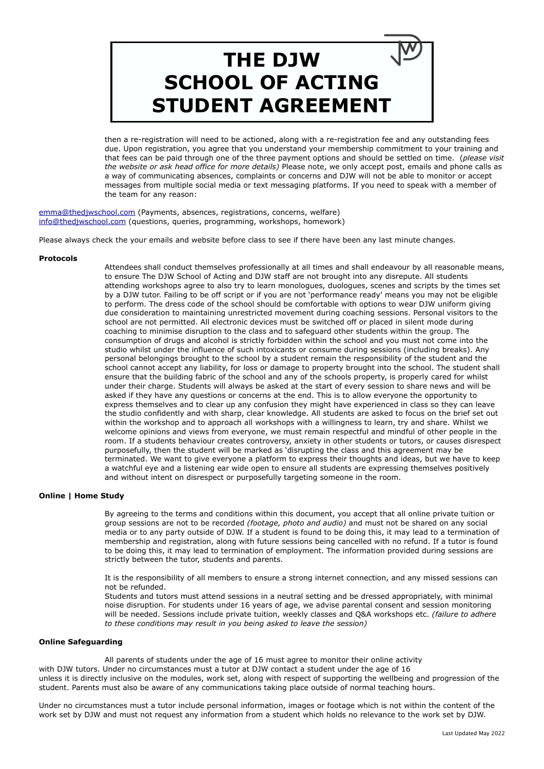# THE DJW SCHOOL OF ACTING STUDENT AGREEMENT

then a re-registration will need to be actioned, along with a re-registration fee and any outstanding fees due. Upon registration, you agree that you understand your membership commitment to your training and that fees can be paid through one of the three payment options and should be settled on time. (*please visit the website or ask head office for more details)* Please note, we only accept post, emails and phone calls as a way of communicating absences, complaints or concerns and DJW will not be able to monitor or accept messages from multiple social media or text messaging platforms. If you need to speak with a member of the team for any reason:

emma@thedjwschool.com (Payments, absences, registrations, concerns, welfare)
info@thedjwschool.com (questions, queries, programming, workshops, homework)

Please always check the your emails and website before class to see if there have been any last minute changes.

**Protocols**

Attendees shall conduct themselves professionally at all times and shall endeavour by all reasonable means, to ensure The DJW School of Acting and DJW staff are not brought into any disrepute. All students attending workshops agree to also try to learn monologues, duologues, scenes and scripts by the times set by a DJW tutor. Failing to be off script or if you are not 'performance ready' means you may not be eligible to perform. The dress code of the school should be comfortable with options to wear DJW uniform giving due consideration to maintaining unrestricted movement during coaching sessions. Personal visitors to the school are not permitted. All electronic devices must be switched off or placed in silent mode during coaching to minimise disruption to the class and to safeguard other students within the group. The consumption of drugs and alcohol is strictly forbidden within the school and you must not come into the studio whilst under the influence of such intoxicants or consume during sessions (including breaks). Any personal belongings brought to the school by a student remain the responsibility of the student and the school cannot accept any liability, for loss or damage to property brought into the school. The student shall ensure that the building fabric of the school and any of the schools property, is properly cared for whilst under their charge. Students will always be asked at the start of every session to share news and will be asked if they have any questions or concerns at the end. This is to allow everyone the opportunity to express themselves and to clear up any confusion they might have experienced in class so they can leave the studio confidently and with sharp, clear knowledge. All students are asked to focus on the brief set out within the workshop and to approach all workshops with a willingness to learn, try and share. Whilst we welcome opinions and views from everyone, we must remain respectful and mindful of other people in the room. If a students behaviour creates controversy, anxiety in other students or tutors, or causes disrespect purposefully, then the student will be marked as 'disrupting the class and this agreement may be terminated. We want to give everyone a platform to express their thoughts and ideas, but we have to keep a watchful eye and a listening ear wide open to ensure all students are expressing themselves positively and without intent on disrespect or purposefully targeting someone in the room.

**Online | Home Study**

By agreeing to the terms and conditions within this document, you accept that all online private tuition or group sessions are not to be recorded *(footage, photo and audio)* and must not be shared on any social media or to any party outside of DJW. If a student is found to be doing this, it may lead to a termination of membership and registration, along with future sessions being cancelled with no refund. If a tutor is found to be doing this, it may lead to termination of employment. The information provided during sessions are strictly between the tutor, students and parents.

It is the responsibility of all members to ensure a strong internet connection, and any missed sessions can not be refunded.
Students and tutors must attend sessions in a neutral setting and be dressed appropriately, with minimal noise disruption. For students under 16 years of age, we advise parental consent and session monitoring will be needed. Sessions include private tuition, weekly classes and Q&A workshops etc. *(failure to adhere to these conditions may result in you being asked to leave the session)*

**Online Safeguarding**

All parents of students under the age of 16 must agree to monitor their online activity with DJW tutors. Under no circumstances must a tutor at DJW contact a student under the age of 16 unless it is directly inclusive on the modules, work set, along with respect of supporting the wellbeing and progression of the student. Parents must also be aware of any communications taking place outside of normal teaching hours.

Under no circumstances must a tutor include personal information, images or footage which is not within the content of the work set by DJW and must not request any information from a student which holds no relevance to the work set by DJW.

Last Updated May 2022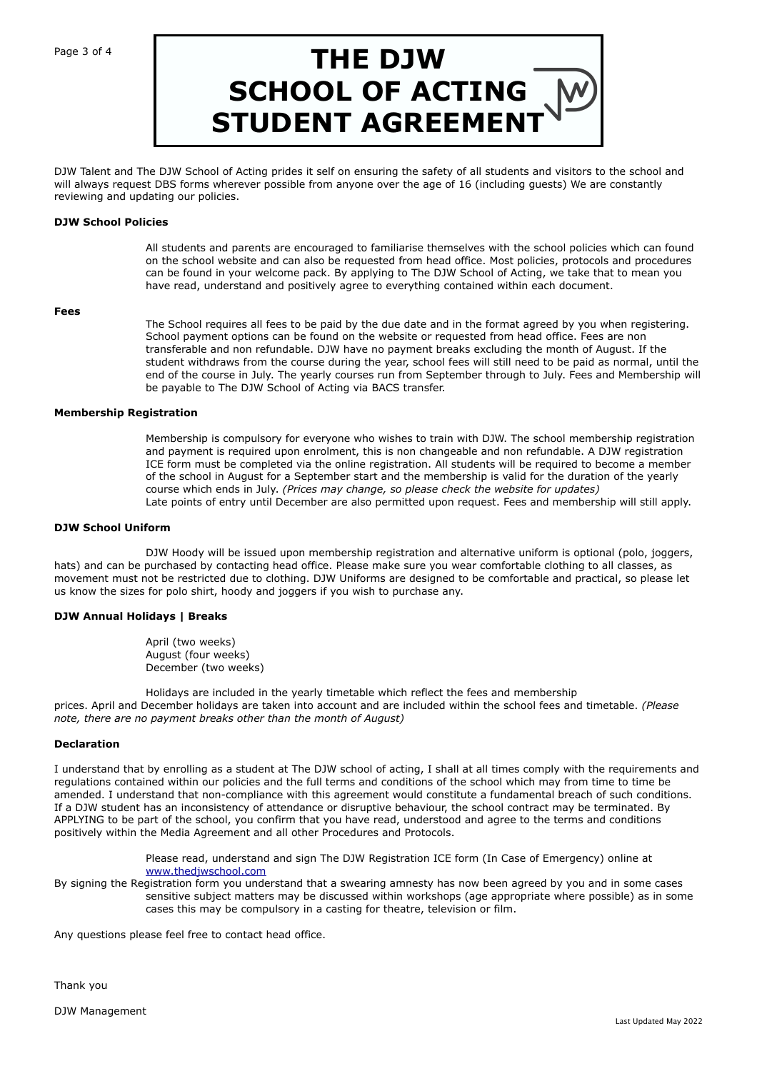# THE DJW SCHOOL OF ACTING STUDENT AGREEMENT

DJW Talent and The DJW School of Acting prides it self on ensuring the safety of all students and visitors to the school and will always request DBS forms wherever possible from anyone over the age of 16 (including guests) We are constantly reviewing and updating our policies.

**DJW School Policies**

All students and parents are encouraged to familiarise themselves with the school policies which can found on the school website and can also be requested from head office. Most policies, protocols and procedures can be found in your welcome pack. By applying to The DJW School of Acting, we take that to mean you have read, understand and positively agree to everything contained within each document.

**Fees**

The School requires all fees to be paid by the due date and in the format agreed by you when registering. School payment options can be found on the website or requested from head office. Fees are non transferable and non refundable. DJW have no payment breaks excluding the month of August. If the student withdraws from the course during the year, school fees will still need to be paid as normal, until the end of the course in July. The yearly courses run from September through to July. Fees and Membership will be payable to The DJW School of Acting via BACS transfer.

**Membership Registration**

Membership is compulsory for everyone who wishes to train with DJW. The school membership registration and payment is required upon enrolment, this is non changeable and non refundable. A DJW registration ICE form must be completed via the online registration. All students will be required to become a member of the school in August for a September start and the membership is valid for the duration of the yearly course which ends in July. *(Prices may change, so please check the website for updates)*
Late points of entry until December are also permitted upon request. Fees and membership will still apply.

**DJW School Uniform**

DJW Hoody will be issued upon membership registration and alternative uniform is optional (polo, joggers, hats) and can be purchased by contacting head office. Please make sure you wear comfortable clothing to all classes, as movement must not be restricted due to clothing. DJW Uniforms are designed to be comfortable and practical, so please let us know the sizes for polo shirt, hoody and joggers if you wish to purchase any.

**DJW Annual Holidays | Breaks**

April (two weeks)
August (four weeks)
December (two weeks)

Holidays are included in the yearly timetable which reflect the fees and membership prices. April and December holidays are taken into account and are included within the school fees and timetable. *(Please note, there are no payment breaks other than the month of August)*

**Declaration**

I understand that by enrolling as a student at The DJW school of acting, I shall at all times comply with the requirements and regulations contained within our policies and the full terms and conditions of the school which may from time to time be amended. I understand that non-compliance with this agreement would constitute a fundamental breach of such conditions. If a DJW student has an inconsistency of attendance or disruptive behaviour, the school contract may be terminated. By APPLYING to be part of the school, you confirm that you have read, understood and agree to the terms and conditions positively within the Media Agreement and all other Procedures and Protocols.

Please read, understand and sign The DJW Registration ICE form (In Case of Emergency) online at [www.thedjwschool.com](http://www.thedjwschool.com)

By signing the Registration form you understand that a swearing amnesty has now been agreed by you and in some cases sensitive subject matters may be discussed within workshops (age appropriate where possible) as in some cases this may be compulsory in a casting for theatre, television or film.

Any questions please feel free to contact head office.

Thank you

DJW Management

Last Updated May 2022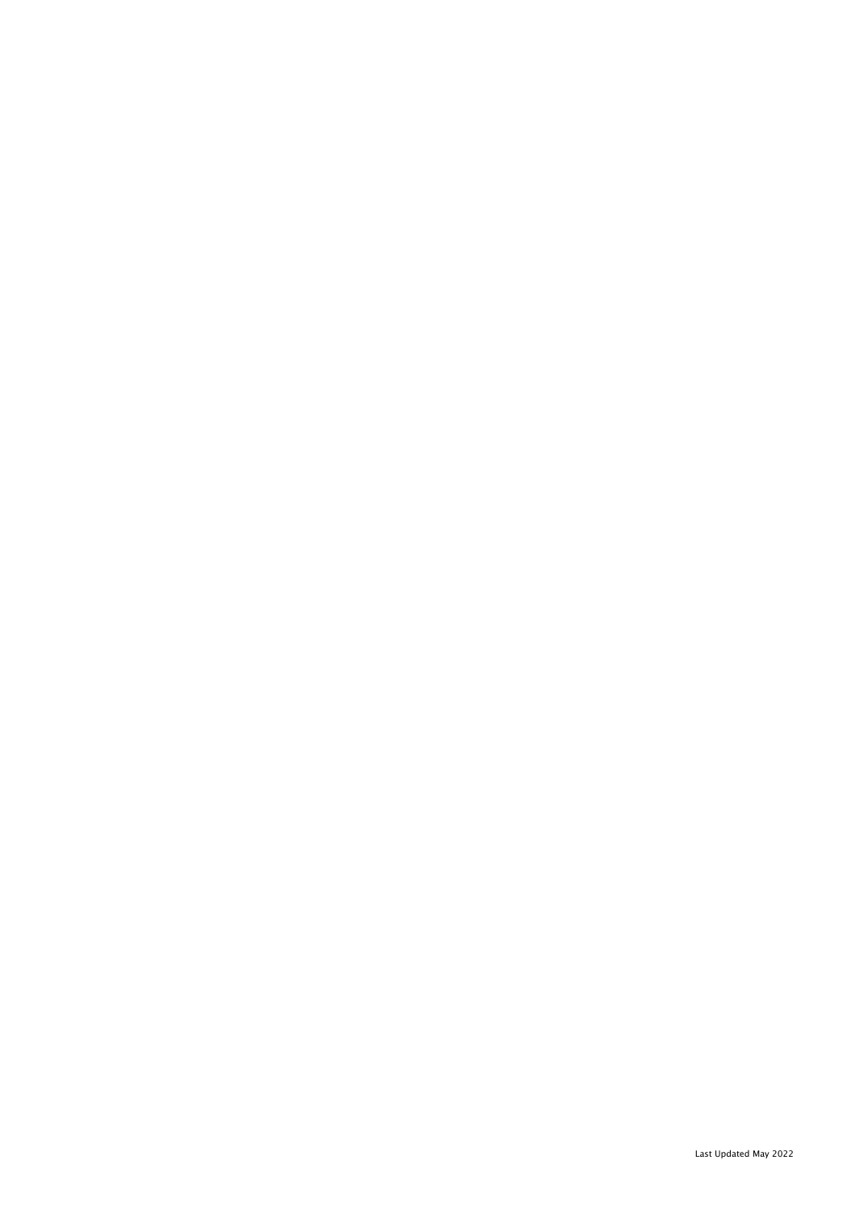Last Updated May 2022